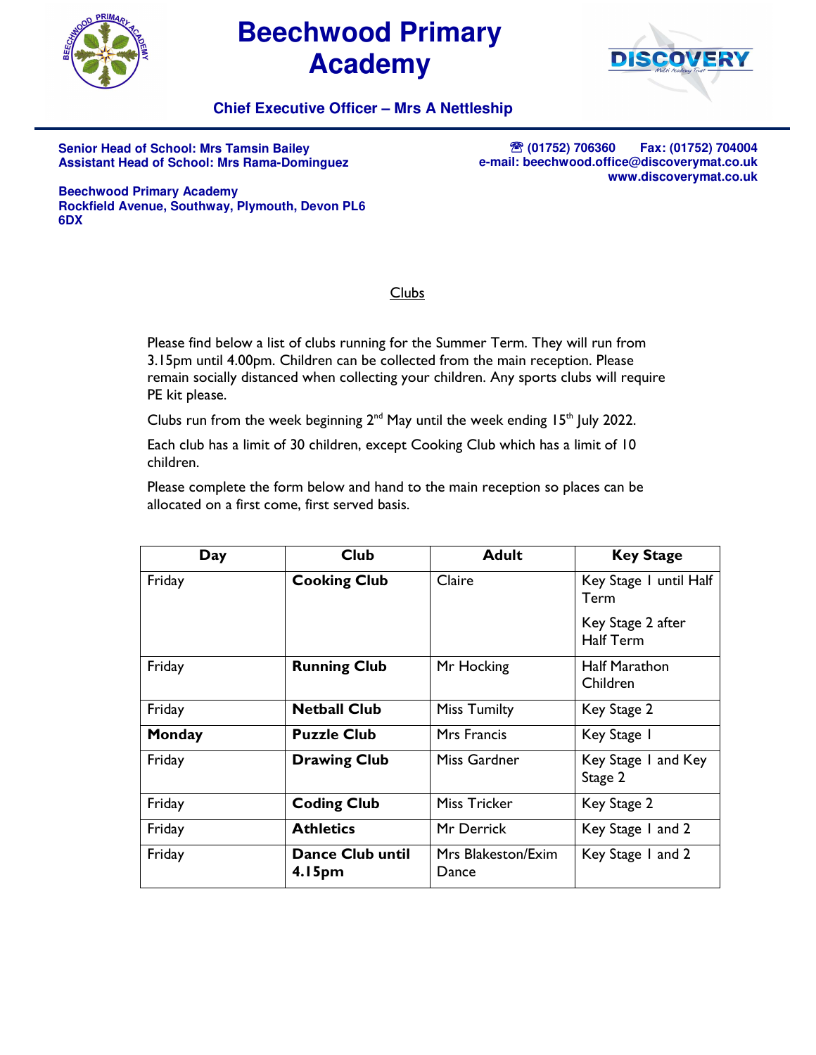# Beechwood Primary Academy

**Chief Executive Officer – Mrs A Nettleship**

**Senior Head of School: Mrs Tamsin Bailey**
**Assistant Head of School: Mrs Rama-Dominguez**

**☎ (01752) 706360 Fax: (01752) 704004**
**e-mail: beechwood.office@discoverymat.co.uk**
**www.discoverymat.co.uk**

**Beechwood Primary Academy**
**Rockfield Avenue, Southway, Plymouth, Devon PL6 6DX**

## Clubs

Please find below a list of clubs running for the Summer Term. They will run from 3.15pm until 4.00pm. Children can be collected from the main reception. Please remain socially distanced when collecting your children. Any sports clubs will require PE kit please.

Clubs run from the week beginning 2nd May until the week ending 15th July 2022.

Each club has a limit of 30 children, except Cooking Club which has a limit of 10 children.

Please complete the form below and hand to the main reception so places can be allocated on a first come, first served basis.

| Day | Club | Adult | Key Stage |
|---|---|---|---|
| Friday | **Cooking Club** | Claire | Key Stage 1 until Half Term<br>Key Stage 2 after Half Term |
| Friday | **Running Club** | Mr Hocking | Half Marathon Children |
| Friday | **Netball Club** | Miss Tumilty | Key Stage 2 |
| **Monday** | **Puzzle Club** | Mrs Francis | Key Stage 1 |
| Friday | **Drawing Club** | Miss Gardner | Key Stage 1 and Key Stage 2 |
| Friday | **Coding Club** | Miss Tricker | Key Stage 2 |
| Friday | **Athletics** | Mr Derrick | Key Stage 1 and 2 |
| Friday | **Dance Club until 4.15pm** | Mrs Blakeston/Exim Dance | Key Stage 1 and 2 |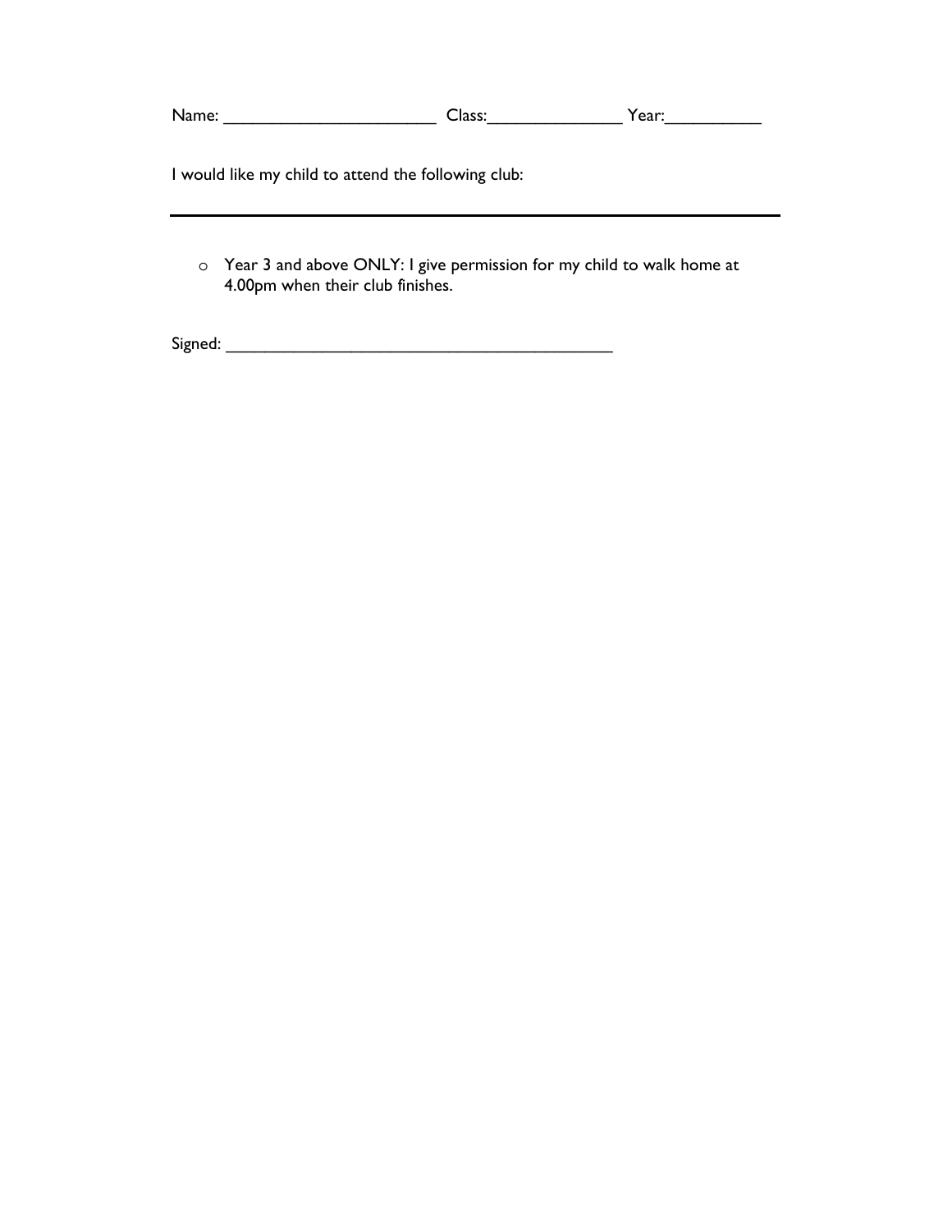Name: _______________________ Class:______________ Year:__________

I would like my child to attend the following club:

---

- Year 3 and above ONLY: I give permission for my child to walk home at 4.00pm when their club finishes.

Signed: ____________________________________________